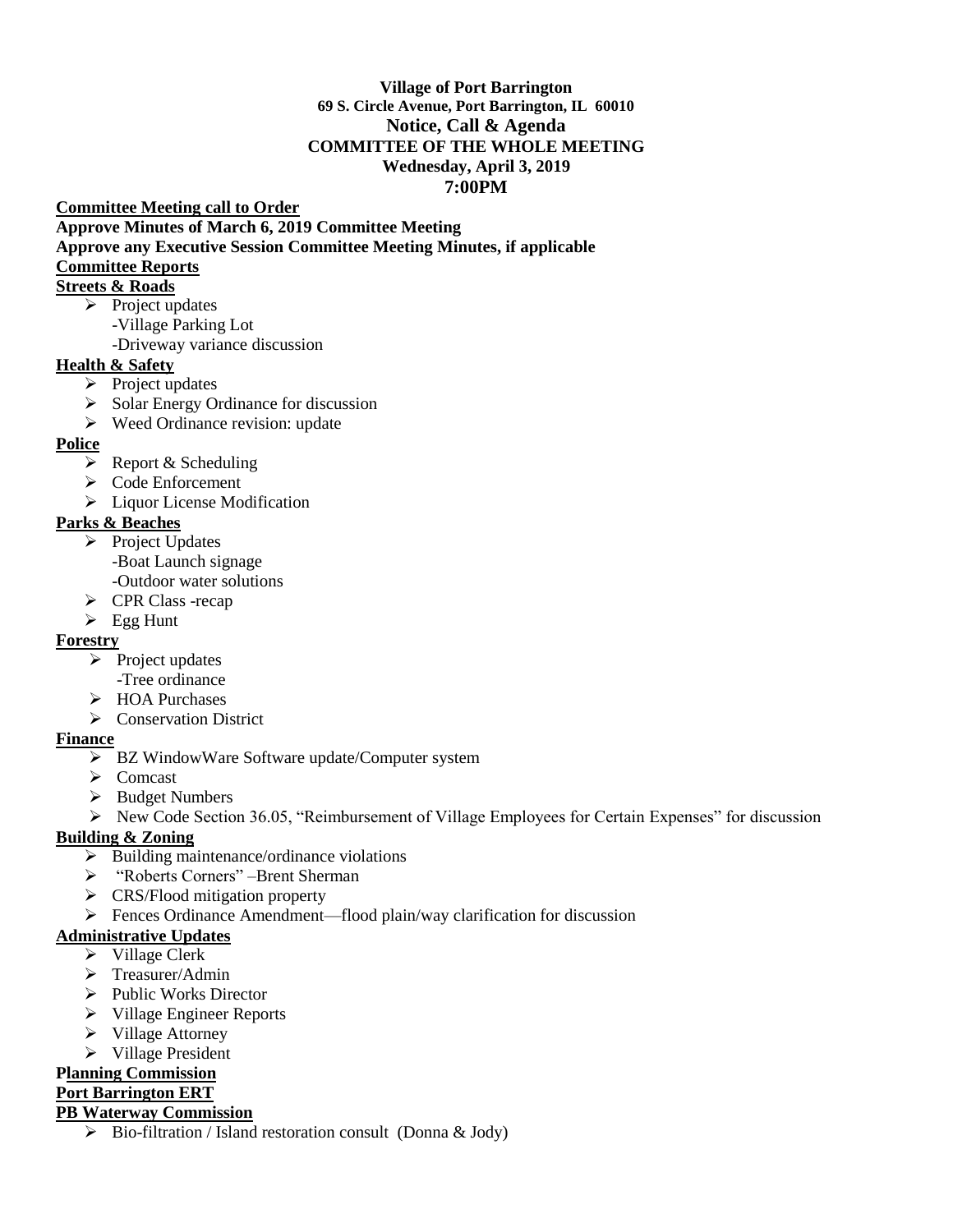**Village of Port Barrington**
**69 S. Circle Avenue, Port Barrington, IL 60010**
**Notice, Call & Agenda**
**COMMITTEE OF THE WHOLE MEETING**
**Wednesday, April 3, 2019**
**7:00PM**

**Committee Meeting call to Order**

**Approve Minutes of March 6, 2019 Committee Meeting**

**Approve any Executive Session Committee Meeting Minutes, if applicable**

**Committee Reports**

**Streets & Roads**

- Project updates
  - -Village Parking Lot
  - -Driveway variance discussion

**Health & Safety**

- Project updates
- Solar Energy Ordinance for discussion
- Weed Ordinance revision: update

**Police**

- Report & Scheduling
- Code Enforcement
- Liquor License Modification

**Parks & Beaches**

- Project Updates
  - -Boat Launch signage
  - -Outdoor water solutions
- CPR Class -recap
- Egg Hunt

**Forestry**

- Project updates
  - -Tree ordinance
- HOA Purchases
- Conservation District

**Finance**

- BZ WindowWare Software update/Computer system
- Comcast
- Budget Numbers
- New Code Section 36.05, "Reimbursement of Village Employees for Certain Expenses" for discussion

**Building & Zoning**

- Building maintenance/ordinance violations
- "Roberts Corners" –Brent Sherman
- CRS/Flood mitigation property
- Fences Ordinance Amendment—flood plain/way clarification for discussion

**Administrative Updates**

- Village Clerk
- Treasurer/Admin
- Public Works Director
- Village Engineer Reports
- Village Attorney
- Village President

**Planning Commission**

**Port Barrington ERT**

**PB Waterway Commission**

- Bio-filtration / Island restoration consult (Donna & Jody)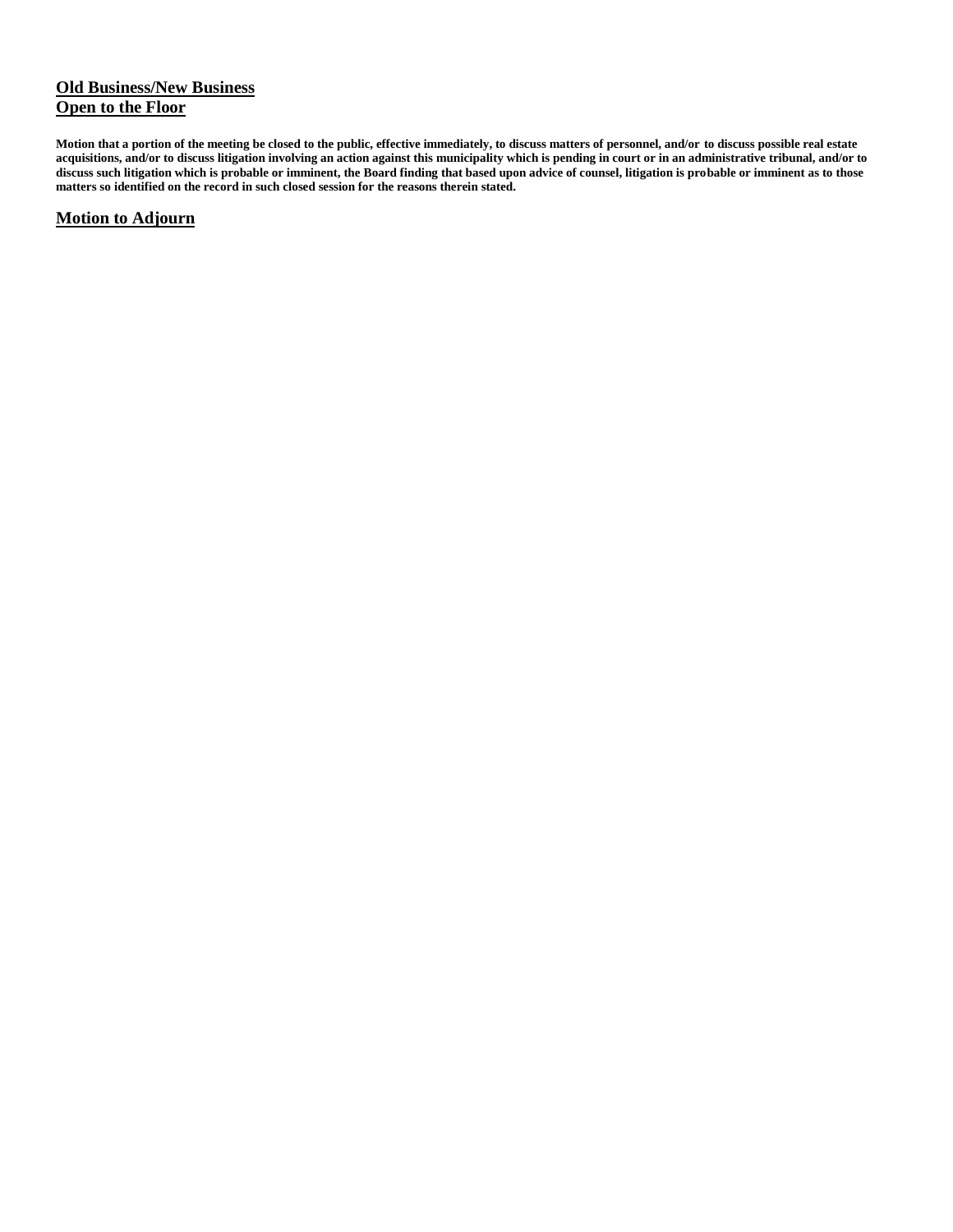**Old Business/New Business**
**Open to the Floor**

**Motion that a portion of the meeting be closed to the public, effective immediately, to discuss matters of personnel, and/or to discuss possible real estate acquisitions, and/or to discuss litigation involving an action against this municipality which is pending in court or in an administrative tribunal, and/or to discuss such litigation which is probable or imminent, the Board finding that based upon advice of counsel, litigation is probable or imminent as to those matters so identified on the record in such closed session for the reasons therein stated.**

**Motion to Adjourn**